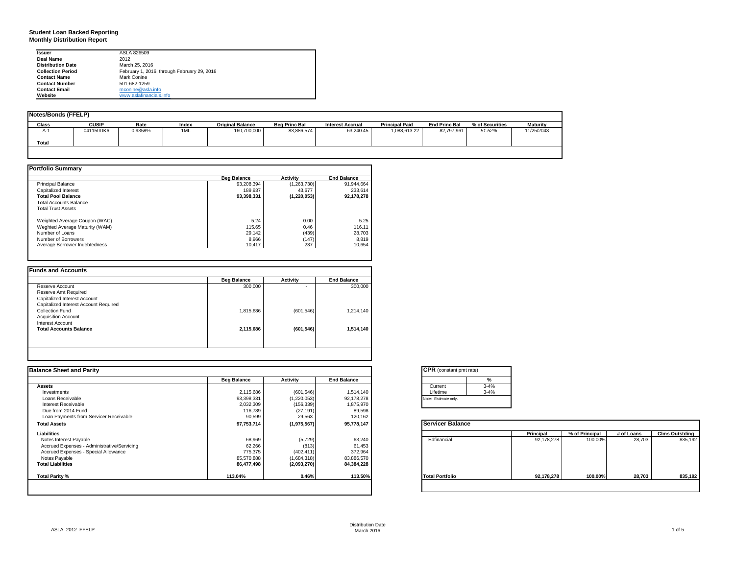**Student Loan Backed Reporting**
**Monthly Distribution Report**

| | |
|---|---|
| **Issuer** | ASLA 826509 |
| **Deal Name** | 2012 |
| **Distribution Date** | March 25, 2016 |
| **Collection Period** | February 1, 2016, through February 29, 2016 |
| **Contact Name** | Mark Conine |
| **Contact Number** | 501-682-1259 |
| **Contact Email** | mconine@asla.info |
| **Website** | www.aslafinancials.info |

## Notes/Bonds (FFELP)

| Class | CUSIP | Rate | Index | Original Balance | Beg Princ Bal | Interest Accrual | Principal Paid | End Princ Bal | % of Securities | Maturity |
|---|---|---|---|---|---|---|---|---|---|---|
| A-1 | 041150DK6 | 0.9358% | 1ML | 160,700,000 | 83,886,574 | 63,240.45 | 1,088,613.22 | 82,797,961 | *51.52%* | 11/25/2043 |
| **Total** | | | | | | | | | | |

## Portfolio Summary

| | Beg Balance | Activity | End Balance |
|---|---|---|---|
| Principal Balance | 93,208,394 | (1,263,730) | 91,944,664 |
| Capitalized Interest | 189,937 | 43,677 | 233,614 |
| **Total Pool Balance** | **93,398,331** | **(1,220,053)** | **92,178,278** |
| Total Accounts Balance | | | |
| Total Trust Assets | | | |
| | | | |
| Weighted Average Coupon (WAC) | 5.24 | 0.00 | 5.25 |
| Weghted Average Maturity (WAM) | 115.65 | 0.46 | 116.11 |
| Number of Loans | 29,142 | (439) | 28,703 |
| Number of Borrowers | 8,966 | (147) | 8,819 |
| Average Borrower Indebtedness | 10,417 | 237 | 10,654 |

## Funds and Accounts

| | Beg Balance | Activity | End Balance |
|---|---|---|---|
| Reserve Account | 300,000 | - | 300,000 |
| Reserve Amt Required | | | |
| Capitalized Interest Account | | | |
| Capitalized Interest Account Required | | | |
| Collection Fund | 1,815,686 | (601,546) | 1,214,140 |
| Acquisition Account | | | |
| Interest Account | | | |
| **Total Accounts Balance** | **2,115,686** | **(601,546)** | **1,514,140** |

## Balance Sheet and Parity

| | Beg Balance | Activity | End Balance |
|---|---|---|---|
| **Assets** | | | |
| Investments | 2,115,686 | (601,546) | 1,514,140 |
| Loans Receivable | 93,398,331 | (1,220,053) | 92,178,278 |
| Interest Receivable | 2,032,309 | (156,339) | 1,875,970 |
| Due from 2014 Fund | 116,789 | (27,191) | 89,598 |
| Loan Payments from Servicer Receivable | 90,599 | 29,563 | 120,162 |
| **Total Assets** | **97,753,714** | **(1,975,567)** | **95,778,147** |
| **Liabilities** | | | |
| Notes Interest Payable | 68,969 | (5,729) | 63,240 |
| Accrued Expenses - Administrative/Servicing | 62,266 | (813) | 61,453 |
| Accrued Expenses - Special Allowance | 775,375 | (402,411) | 372,964 |
| Notes Payable | 85,570,888 | (1,684,318) | 83,886,570 |
| **Total Liabilities** | **86,477,498** | **(2,093,270)** | **84,384,228** |
| | | | |
| **Total Parity %** | **113.04%** | **0.46%** | **113.50%** |

## CPR (constant pmt rate)

| | % |
|---|---|
| Current | 3-4% |
| Lifetime | 3-4% |

Note: Estimate only.

## Servicer Balance

| | Principal | % of Principal | # of Loans | Clms Outstding |
|---|---|---|---|---|
| Edfinancial | 92,178,278 | 100.00% | 28,703 | 835,192 |
| **Total Portfolio** | **92,178,278** | **100.00%** | **28,703** | **835,192** |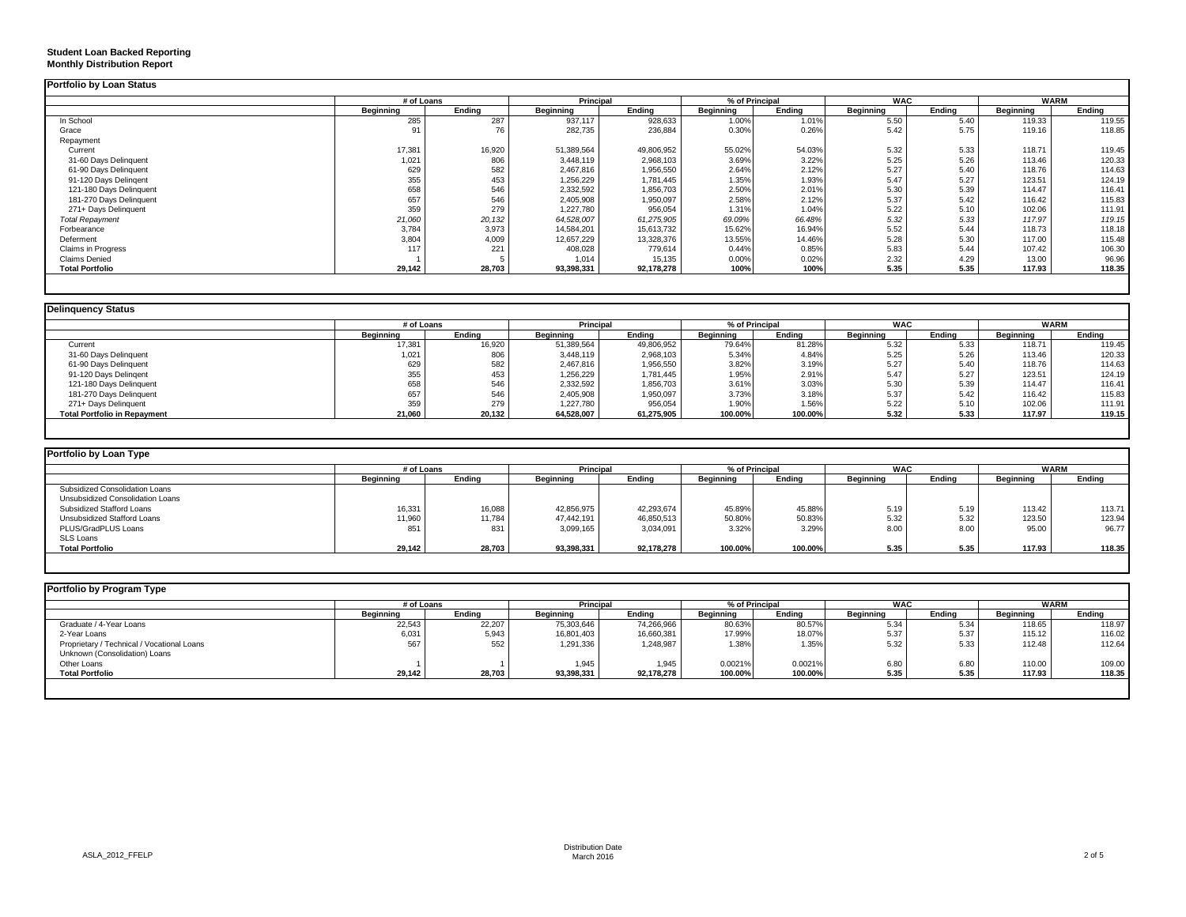**Student Loan Backed Reporting**
**Monthly Distribution Report**

## Portfolio by Loan Status

| | # of Loans | | Principal | | % of Principal | | WAC | | WARM | |
|---|---|---|---|---|---|---|---|---|---|---|
| | Beginning | Ending | Beginning | Ending | Beginning | Ending | Beginning | Ending | Beginning | Ending |
| In School | 285 | 287 | 937,117 | 928,633 | 1.00% | 1.01% | 5.50 | 5.40 | 119.33 | 119.55 |
| Grace | 91 | 76 | 282,735 | 236,884 | 0.30% | 0.26% | 5.42 | 5.75 | 119.16 | 118.85 |
| Repayment | | | | | | | | | | |
| Current | 17,381 | 16,920 | 51,389,564 | 49,806,952 | 55.02% | 54.03% | 5.32 | 5.33 | 118.71 | 119.45 |
| 31-60 Days Delinquent | 1,021 | 806 | 3,448,119 | 2,968,103 | 3.69% | 3.22% | 5.25 | 5.26 | 113.46 | 120.33 |
| 61-90 Days Delinquent | 629 | 582 | 2,467,816 | 1,956,550 | 2.64% | 2.12% | 5.27 | 5.40 | 118.76 | 114.63 |
| 91-120 Days Delingent | 355 | 453 | 1,256,229 | 1,781,445 | 1.35% | 1.93% | 5.47 | 5.27 | 123.51 | 124.19 |
| 121-180 Days Delinquent | 658 | 546 | 2,332,592 | 1,856,703 | 2.50% | 2.01% | 5.30 | 5.39 | 114.47 | 116.41 |
| 181-270 Days Delinquent | 657 | 546 | 2,405,908 | 1,950,097 | 2.58% | 2.12% | 5.37 | 5.42 | 116.42 | 115.83 |
| 271+ Days Delinquent | 359 | 279 | 1,227,780 | 956,054 | 1.31% | 1.04% | 5.22 | 5.10 | 102.06 | 111.91 |
| *Total Repayment* | *21,060* | *20,132* | *64,528,007* | *61,275,905* | *69.09%* | *66.48%* | *5.32* | *5.33* | *117.97* | *119.15* |
| Forbearance | 3,784 | 3,973 | 14,584,201 | 15,613,732 | 15.62% | 16.94% | 5.52 | 5.44 | 118.73 | 118.18 |
| Deferment | 3,804 | 4,009 | 12,657,229 | 13,328,376 | 13.55% | 14.46% | 5.28 | 5.30 | 117.00 | 115.48 |
| Claims in Progress | 117 | 221 | 408,028 | 779,614 | 0.44% | 0.85% | 5.83 | 5.44 | 107.42 | 106.30 |
| Claims Denied | 1 | 5 | 1,014 | 15,135 | 0.00% | 0.02% | 2.32 | 4.29 | 13.00 | 96.96 |
| **Total Portfolio** | **29,142** | **28,703** | **93,398,331** | **92,178,278** | **100%** | **100%** | **5.35** | **5.35** | **117.93** | **118.35** |

## Delinquency Status

| | # of Loans | | Principal | | % of Principal | | WAC | | WARM | |
|---|---|---|---|---|---|---|---|---|---|---|
| | Beginning | Ending | Beginning | Ending | Beginning | Ending | Beginning | Ending | Beginning | Ending |
| Current | 17,381 | 16,920 | 51,389,564 | 49,806,952 | 79.64% | 81.28% | 5.32 | 5.33 | 118.71 | 119.45 |
| 31-60 Days Delinquent | 1,021 | 806 | 3,448,119 | 2,968,103 | 5.34% | 4.84% | 5.25 | 5.26 | 113.46 | 120.33 |
| 61-90 Days Delinquent | 629 | 582 | 2,467,816 | 1,956,550 | 3.82% | 3.19% | 5.27 | 5.40 | 118.76 | 114.63 |
| 91-120 Days Delingent | 355 | 453 | 1,256,229 | 1,781,445 | 1.95% | 2.91% | 5.47 | 5.27 | 123.51 | 124.19 |
| 121-180 Days Delinquent | 658 | 546 | 2,332,592 | 1,856,703 | 3.61% | 3.03% | 5.30 | 5.39 | 114.47 | 116.41 |
| 181-270 Days Delinquent | 657 | 546 | 2,405,908 | 1,950,097 | 3.73% | 3.18% | 5.37 | 5.42 | 116.42 | 115.83 |
| 271+ Days Delinquent | 359 | 279 | 1,227,780 | 956,054 | 1.90% | 1.56% | 5.22 | 5.10 | 102.06 | 111.91 |
| **Total Portfolio in Repayment** | **21,060** | **20,132** | **64,528,007** | **61,275,905** | **100.00%** | **100.00%** | **5.32** | **5.33** | **117.97** | **119.15** |

## Portfolio by Loan Type

| | # of Loans | | Principal | | % of Principal | | WAC | | WARM | |
|---|---|---|---|---|---|---|---|---|---|---|
| | Beginning | Ending | Beginning | Ending | Beginning | Ending | Beginning | Ending | Beginning | Ending |
| Subsidized Consolidation Loans | | | | | | | | | | |
| Unsubsidized Consolidation Loans | | | | | | | | | | |
| Subsidized Stafford Loans | 16,331 | 16,088 | 42,856,975 | 42,293,674 | 45.89% | 45.88% | 5.19 | 5.19 | 113.42 | 113.71 |
| Unsubsidized Stafford Loans | 11,960 | 11,784 | 47,442,191 | 46,850,513 | 50.80% | 50.83% | 5.32 | 5.32 | 123.50 | 123.94 |
| PLUS/GradPLUS Loans | 851 | 831 | 3,099,165 | 3,034,091 | 3.32% | 3.29% | 8.00 | 8.00 | 95.00 | 96.77 |
| SLS Loans | | | | | | | | | | |
| **Total Portfolio** | **29,142** | **28,703** | **93,398,331** | **92,178,278** | **100.00%** | **100.00%** | **5.35** | **5.35** | **117.93** | **118.35** |

## Portfolio by Program Type

| | # of Loans | | Principal | | % of Principal | | WAC | | WARM | |
|---|---|---|---|---|---|---|---|---|---|---|
| | Beginning | Ending | Beginning | Ending | Beginning | Ending | Beginning | Ending | Beginning | Ending |
| Graduate / 4-Year Loans | 22,543 | 22,207 | 75,303,646 | 74,266,966 | 80.63% | 80.57% | 5.34 | 5.34 | 118.65 | 118.97 |
| 2-Year Loans | 6,031 | 5,943 | 16,801,403 | 16,660,381 | 17.99% | 18.07% | 5.37 | 5.37 | 115.12 | 116.02 |
| Proprietary / Technical / Vocational Loans | 567 | 552 | 1,291,336 | 1,248,987 | 1.38% | 1.35% | 5.32 | 5.33 | 112.48 | 112.64 |
| Unknown (Consolidation) Loans | | | | | | | | | | |
| Other Loans | 1 | 1 | 1,945 | 1,945 | 0.0021% | 0.0021% | 6.80 | 6.80 | 110.00 | 109.00 |
| **Total Portfolio** | **29,142** | **28,703** | **93,398,331** | **92,178,278** | **100.00%** | **100.00%** | **5.35** | **5.35** | **117.93** | **118.35** |

ASLA_2012_FFELP

Distribution Date
March 2016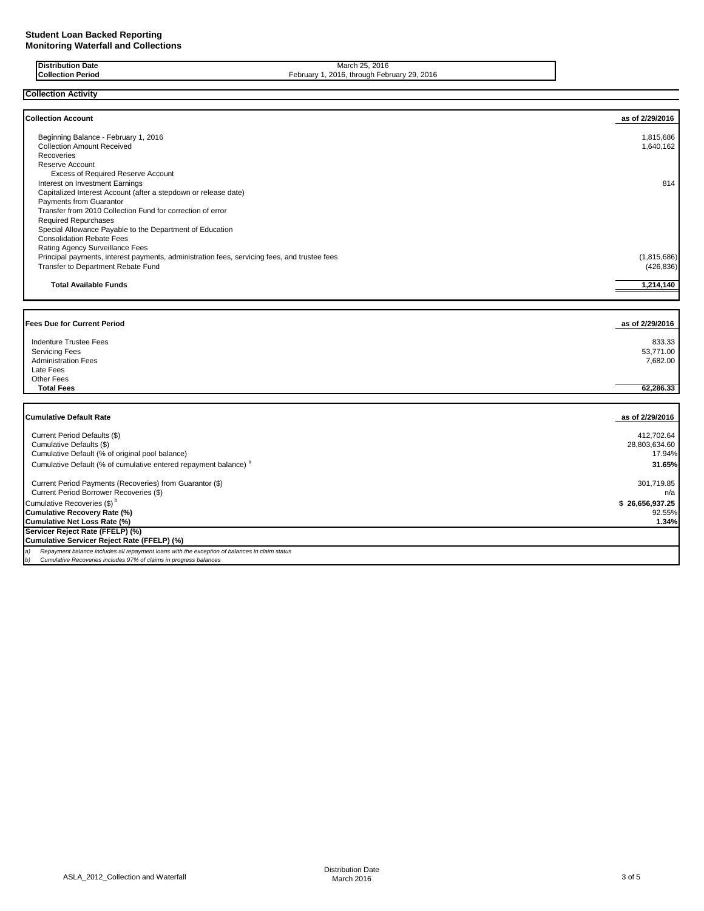**Student Loan Backed Reporting**
**Monitoring Waterfall and Collections**

| | |
|---|---|
| **Distribution Date** | March 25, 2016 |
| **Collection Period** | February 1, 2016, through February 29, 2016 |

## Collection Activity

| **Collection Account** | **as of 2/29/2016** |
|---|---|
| Beginning Balance - February 1, 2016 | 1,815,686 |
| Collection Amount Received | 1,640,162 |
| Recoveries | |
| Reserve Account | |
| Excess of Required Reserve Account | |
| Interest on Investment Earnings | 814 |
| Capitalized Interest Account (after a stepdown or release date) | |
| Payments from Guarantor | |
| Transfer from 2010 Collection Fund for correction of error | |
| Required Repurchases | |
| Special Allowance Payable to the Department of Education | |
| Consolidation Rebate Fees | |
| Rating Agency Surveillance Fees | |
| Principal payments, interest payments, administration fees, servicing fees, and trustee fees | (1,815,686) |
| Transfer to Department Rebate Fund | (426,836) |
| **Total Available Funds** | **1,214,140** |

| **Fees Due for Current Period** | **as of 2/29/2016** |
|---|---|
| Indenture Trustee Fees | 833.33 |
| Servicing Fees | 53,771.00 |
| Administration Fees | 7,682.00 |
| Late Fees | |
| Other Fees | |
| **Total Fees** | **62,286.33** |

| **Cumulative Default Rate** | **as of 2/29/2016** |
|---|---|
| Current Period Defaults ($) | 412,702.64 |
| Cumulative Defaults ($) | 28,803,634.60 |
| Cumulative Default (% of original pool balance) | 17.94% |
| Cumulative Default (% of cumulative entered repayment balance) [a] | **31.65%** |
| Current Period Payments (Recoveries) from Guarantor ($) | 301,719.85 |
| Current Period Borrower Recoveries ($) | n/a |
| Cumulative Recoveries ($) [b] | **$ 26,656,937.25** |
| **Cumulative Recovery Rate (%)** | 92.55% |
| **Cumulative Net Loss Rate (%)** | **1.34%** |
| **Servicer Reject Rate (FFELP) (%)** | |
| **Cumulative Servicer Reject Rate (FFELP) (%)** | |

*a) Repayment balance includes all repayment loans with the exception of balances in claim status*
*b) Cumulative Recoveries includes 97% of claims in progress balances*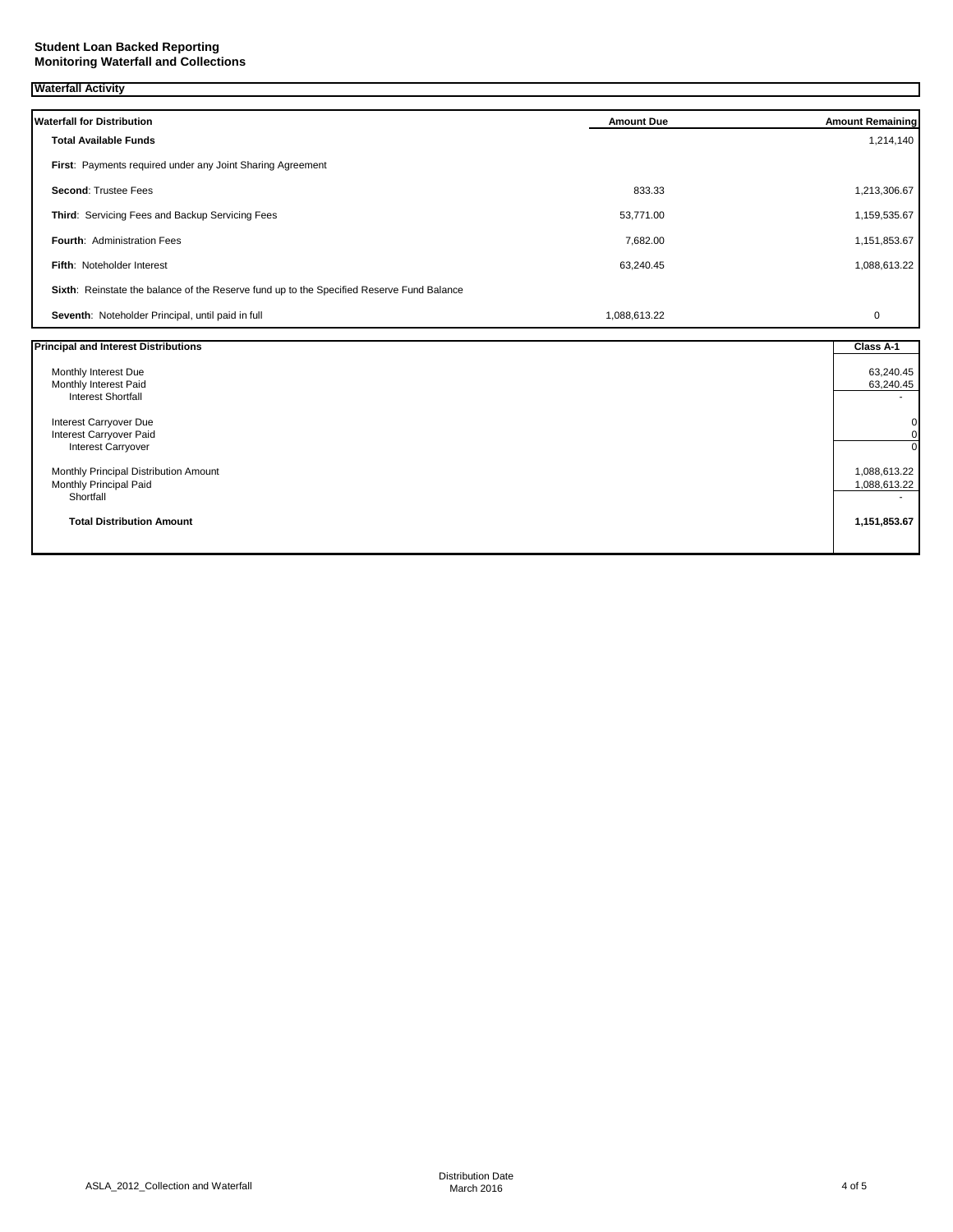**Student Loan Backed Reporting**
**Monitoring Waterfall and Collections**

## Waterfall Activity

| Waterfall for Distribution | Amount Due | Amount Remaining |
|---|---|---|
| **Total Available Funds** | | 1,214,140 |
| **First**: Payments required under any Joint Sharing Agreement | | |
| **Second**: Trustee Fees | 833.33 | 1,213,306.67 |
| **Third**: Servicing Fees and Backup Servicing Fees | 53,771.00 | 1,159,535.67 |
| **Fourth**: Administration Fees | 7,682.00 | 1,151,853.67 |
| **Fifth**: Noteholder Interest | 63,240.45 | 1,088,613.22 |
| **Sixth**: Reinstate the balance of the Reserve fund up to the Specified Reserve Fund Balance | | |
| **Seventh**: Noteholder Principal, until paid in full | 1,088,613.22 | 0 |

| Principal and Interest Distributions | Class A-1 |
|---|---|
| Monthly Interest Due | 63,240.45 |
| Monthly Interest Paid | 63,240.45 |
| Interest Shortfall | - |
| Interest Carryover Due | 0 |
| Interest Carryover Paid | 0 |
| Interest Carryover | 0 |
| Monthly Principal Distribution Amount | 1,088,613.22 |
| Monthly Principal Paid | 1,088,613.22 |
| Shortfall | - |
| **Total Distribution Amount** | **1,151,853.67** |

ASLA_2012_Collection and Waterfall

Distribution Date
March 2016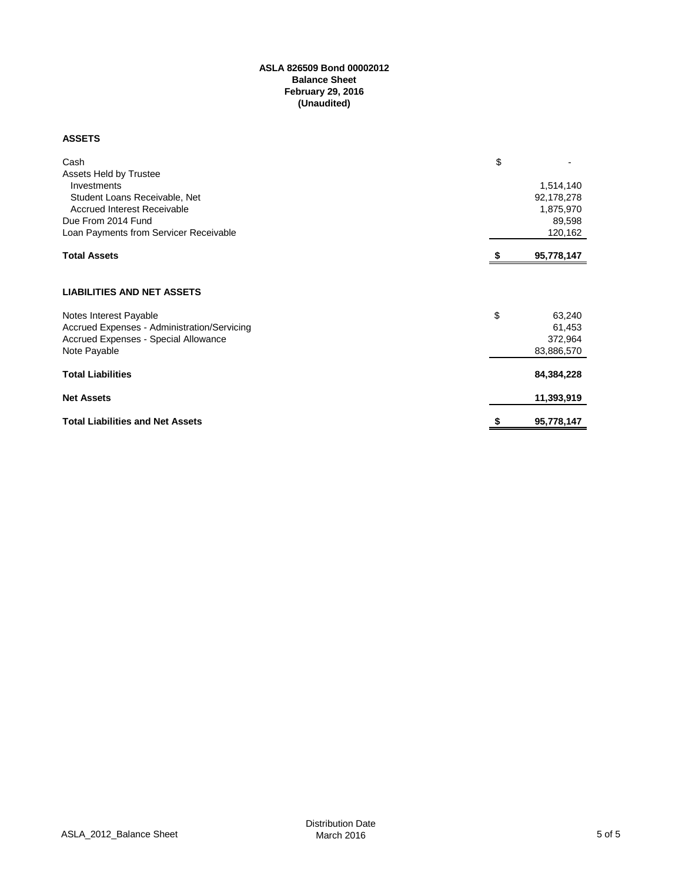**ASLA 826509 Bond 00002012**
**Balance Sheet**
**February 29, 2016**
**(Unaudited)**

**ASSETS**

| | | |
|---|---|---|
| Cash | $ | - |
| Assets Held by Trustee | | |
| Investments | | 1,514,140 |
| Student Loans Receivable, Net | | 92,178,278 |
| Accrued Interest Receivable | | 1,875,970 |
| Due From 2014 Fund | | 89,598 |
| Loan Payments from Servicer Receivable | | 120,162 |
| **Total Assets** | **$** | **95,778,147** |

**LIABILITIES AND NET ASSETS**

| | | |
|---|---|---|
| Notes Interest Payable | $ | 63,240 |
| Accrued Expenses - Administration/Servicing | | 61,453 |
| Accrued Expenses - Special Allowance | | 372,964 |
| Note Payable | | 83,886,570 |
| **Total Liabilities** | | **84,384,228** |
| **Net Assets** | | **11,393,919** |
| **Total Liabilities and Net Assets** | **$** | **95,778,147** |

ASLA_2012_Balance Sheet

Distribution Date
March 2016